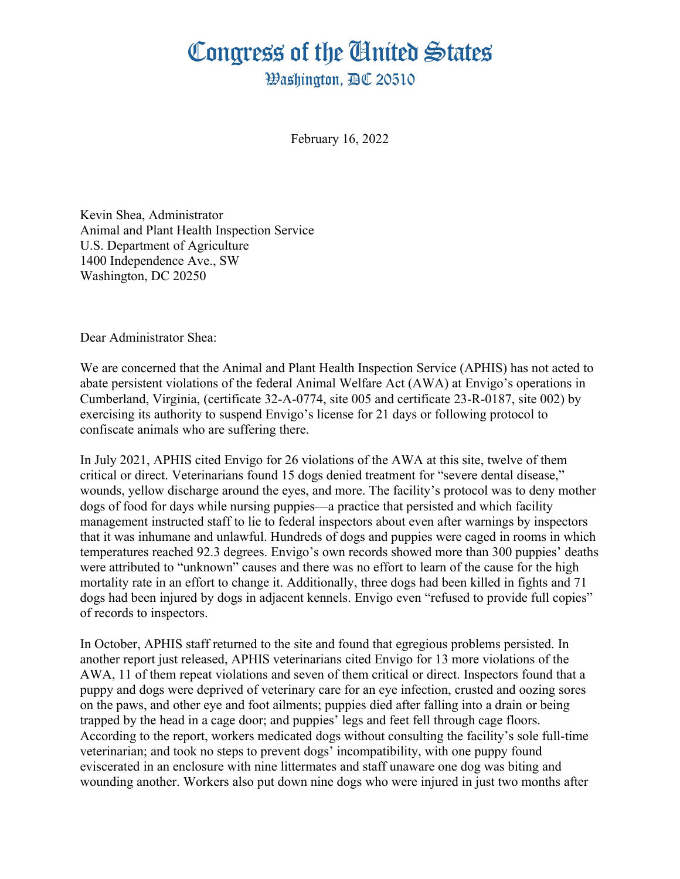# Congress of the United States

## Washington, DC 20510

February 16, 2022

Kevin Shea, Administrator
Animal and Plant Health Inspection Service
U.S. Department of Agriculture
1400 Independence Ave., SW
Washington, DC 20250

Dear Administrator Shea:

We are concerned that the Animal and Plant Health Inspection Service (APHIS) has not acted to abate persistent violations of the federal Animal Welfare Act (AWA) at Envigo's operations in Cumberland, Virginia, (certificate 32-A-0774, site 005 and certificate 23-R-0187, site 002) by exercising its authority to suspend Envigo's license for 21 days or following protocol to confiscate animals who are suffering there.

In July 2021, APHIS cited Envigo for 26 violations of the AWA at this site, twelve of them critical or direct. Veterinarians found 15 dogs denied treatment for "severe dental disease," wounds, yellow discharge around the eyes, and more. The facility's protocol was to deny mother dogs of food for days while nursing puppies—a practice that persisted and which facility management instructed staff to lie to federal inspectors about even after warnings by inspectors that it was inhumane and unlawful. Hundreds of dogs and puppies were caged in rooms in which temperatures reached 92.3 degrees. Envigo's own records showed more than 300 puppies' deaths were attributed to "unknown" causes and there was no effort to learn of the cause for the high mortality rate in an effort to change it. Additionally, three dogs had been killed in fights and 71 dogs had been injured by dogs in adjacent kennels. Envigo even "refused to provide full copies" of records to inspectors.

In October, APHIS staff returned to the site and found that egregious problems persisted. In another report just released, APHIS veterinarians cited Envigo for 13 more violations of the AWA, 11 of them repeat violations and seven of them critical or direct. Inspectors found that a puppy and dogs were deprived of veterinary care for an eye infection, crusted and oozing sores on the paws, and other eye and foot ailments; puppies died after falling into a drain or being trapped by the head in a cage door; and puppies' legs and feet fell through cage floors. According to the report, workers medicated dogs without consulting the facility's sole full-time veterinarian; and took no steps to prevent dogs' incompatibility, with one puppy found eviscerated in an enclosure with nine littermates and staff unaware one dog was biting and wounding another. Workers also put down nine dogs who were injured in just two months after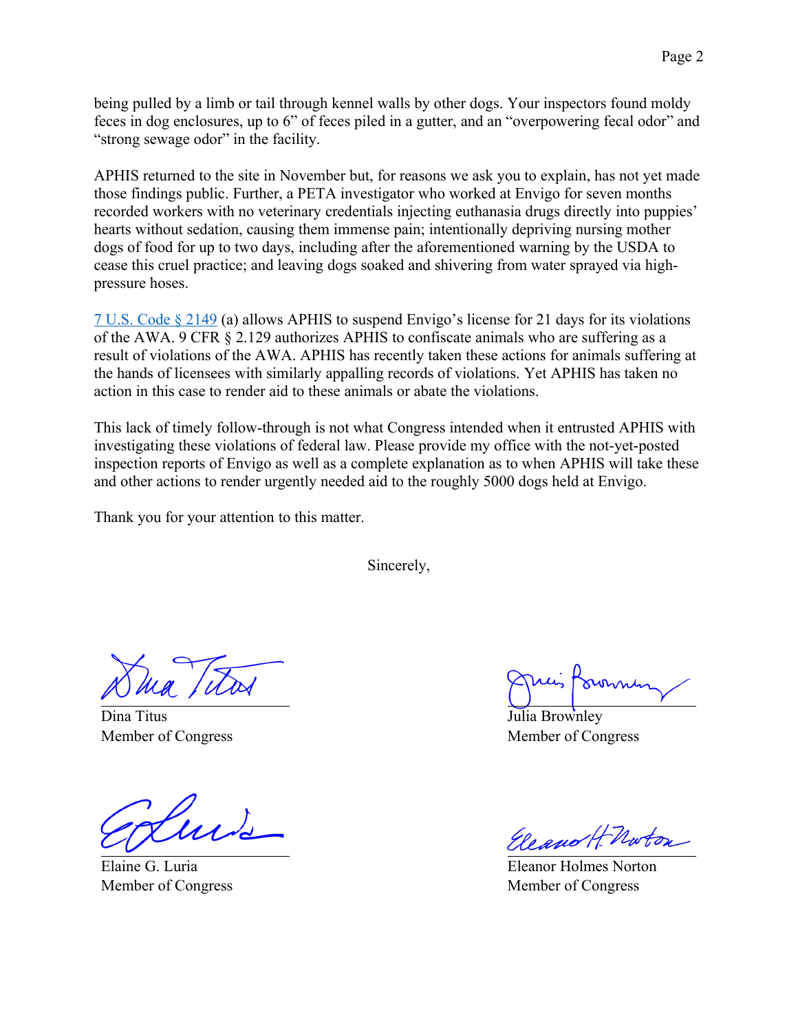being pulled by a limb or tail through kennel walls by other dogs. Your inspectors found moldy feces in dog enclosures, up to 6" of feces piled in a gutter, and an "overpowering fecal odor" and "strong sewage odor" in the facility.

APHIS returned to the site in November but, for reasons we ask you to explain, has not yet made those findings public. Further, a PETA investigator who worked at Envigo for seven months recorded workers with no veterinary credentials injecting euthanasia drugs directly into puppies' hearts without sedation, causing them immense pain; intentionally depriving nursing mother dogs of food for up to two days, including after the aforementioned warning by the USDA to cease this cruel practice; and leaving dogs soaked and shivering from water sprayed via high-pressure hoses.

[7 U.S. Code § 2149](#) (a) allows APHIS to suspend Envigo's license for 21 days for its violations of the AWA. 9 CFR § 2.129 authorizes APHIS to confiscate animals who are suffering as a result of violations of the AWA. APHIS has recently taken these actions for animals suffering at the hands of licensees with similarly appalling records of violations. Yet APHIS has taken no action in this case to render aid to these animals or abate the violations.

This lack of timely follow-through is not what Congress intended when it entrusted APHIS with investigating these violations of federal law. Please provide my office with the not-yet-posted inspection reports of Envigo as well as a complete explanation as to when APHIS will take these and other actions to render urgently needed aid to the roughly 5000 dogs held at Envigo.

Thank you for your attention to this matter.

Sincerely,

Dina Titus
Member of Congress

Julia Brownley
Member of Congress

Elaine G. Luria
Member of Congress

Eleanor Holmes Norton
Member of Congress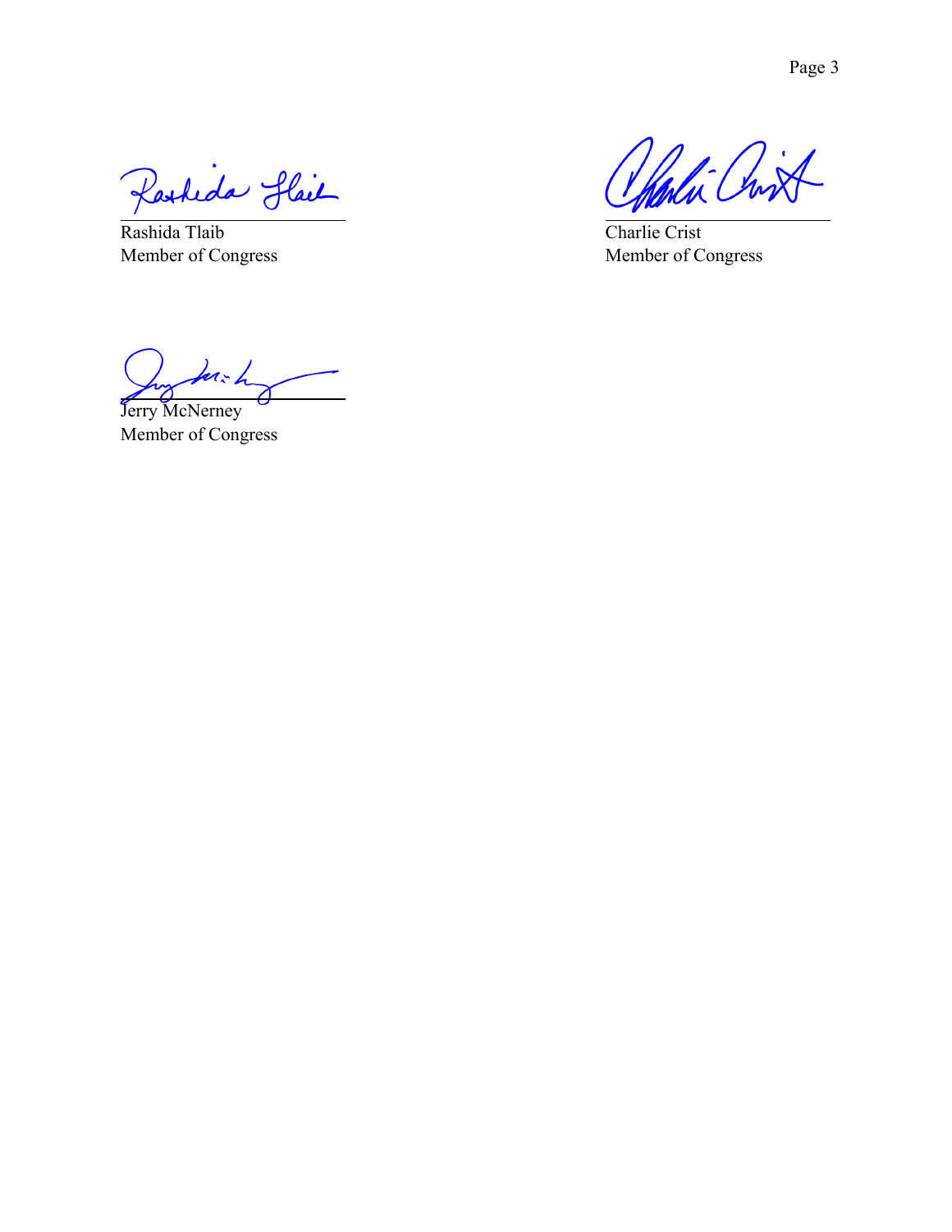Rashida Tlaib
Member of Congress

Charlie Crist
Member of Congress

Jerry McNerney
Member of Congress